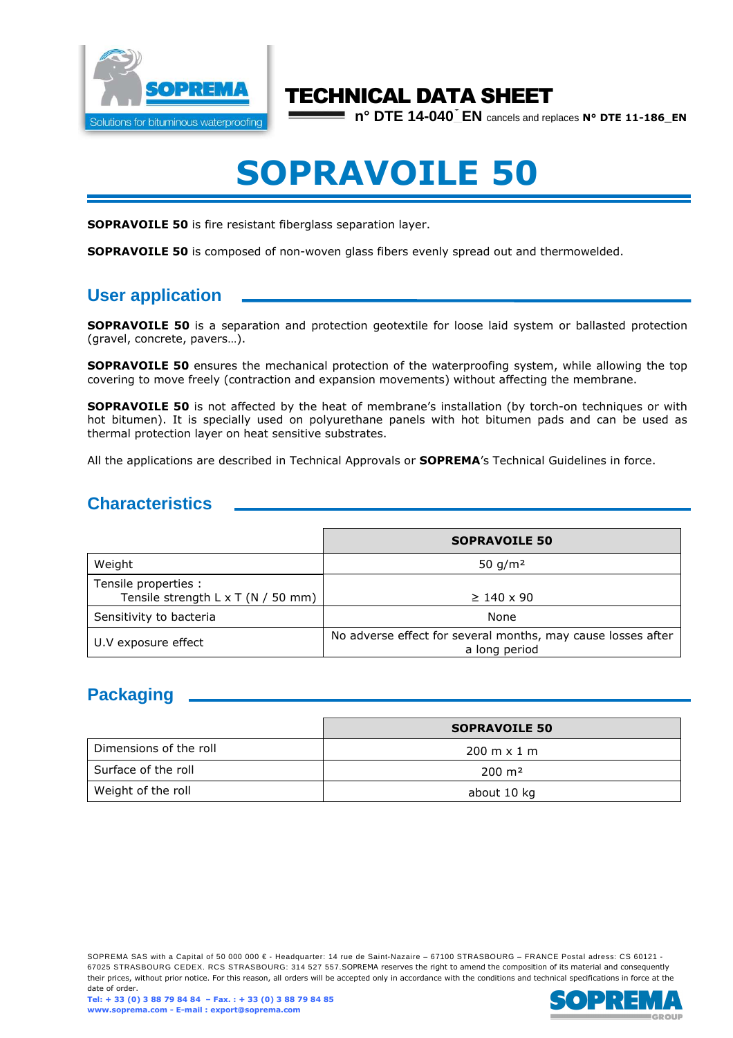# TECHNICAL DATA SHEET

**n° DTE 14-040_EN** cancels and replaces **N° DTE 11-186_EN**

# SOPRAVOILE 50

**SOPRAVOILE 50** is fire resistant fiberglass separation layer.

**SOPRAVOILE 50** is composed of non-woven glass fibers evenly spread out and thermowelded.

## User application

**SOPRAVOILE 50** is a separation and protection geotextile for loose laid system or ballasted protection (gravel, concrete, pavers…).

**SOPRAVOILE 50** ensures the mechanical protection of the waterproofing system, while allowing the top covering to move freely (contraction and expansion movements) without affecting the membrane.

**SOPRAVOILE 50** is not affected by the heat of membrane's installation (by torch-on techniques or with hot bitumen). It is specially used on polyurethane panels with hot bitumen pads and can be used as thermal protection layer on heat sensitive substrates.

All the applications are described in Technical Approvals or **SOPREMA**'s Technical Guidelines in force.

## Characteristics

| | **SOPRAVOILE 50** |
|---|---|
| Weight | 50 g/m² |
| Tensile properties :<br>Tensile strength L x T (N / 50 mm) | ≥ 140 x 90 |
| Sensitivity to bacteria | None |
| U.V exposure effect | No adverse effect for several months, may cause losses after a long period |

## Packaging

| | **SOPRAVOILE 50** |
|---|---|
| Dimensions of the roll | 200 m x 1 m |
| Surface of the roll | 200 m² |
| Weight of the roll | about 10 kg |

SOPREMA SAS with a Capital of 50 000 000 € - Headquarter: 14 rue de Saint-Nazaire – 67100 STRASBOURG – FRANCE Postal adress: CS 60121 - 67025 STRASBOURG CEDEX. RCS STRASBOURG: 314 527 557.SOPREMA reserves the right to amend the composition of its material and consequently their prices, without prior notice. For this reason, all orders will be accepted only in accordance with the conditions and technical specifications in force at the date of order.

**Tel: + 33 (0) 3 88 79 84 84 – Fax. : + 33 (0) 3 88 79 84 85**
**www.soprema.com - E-mail : export@soprema.com**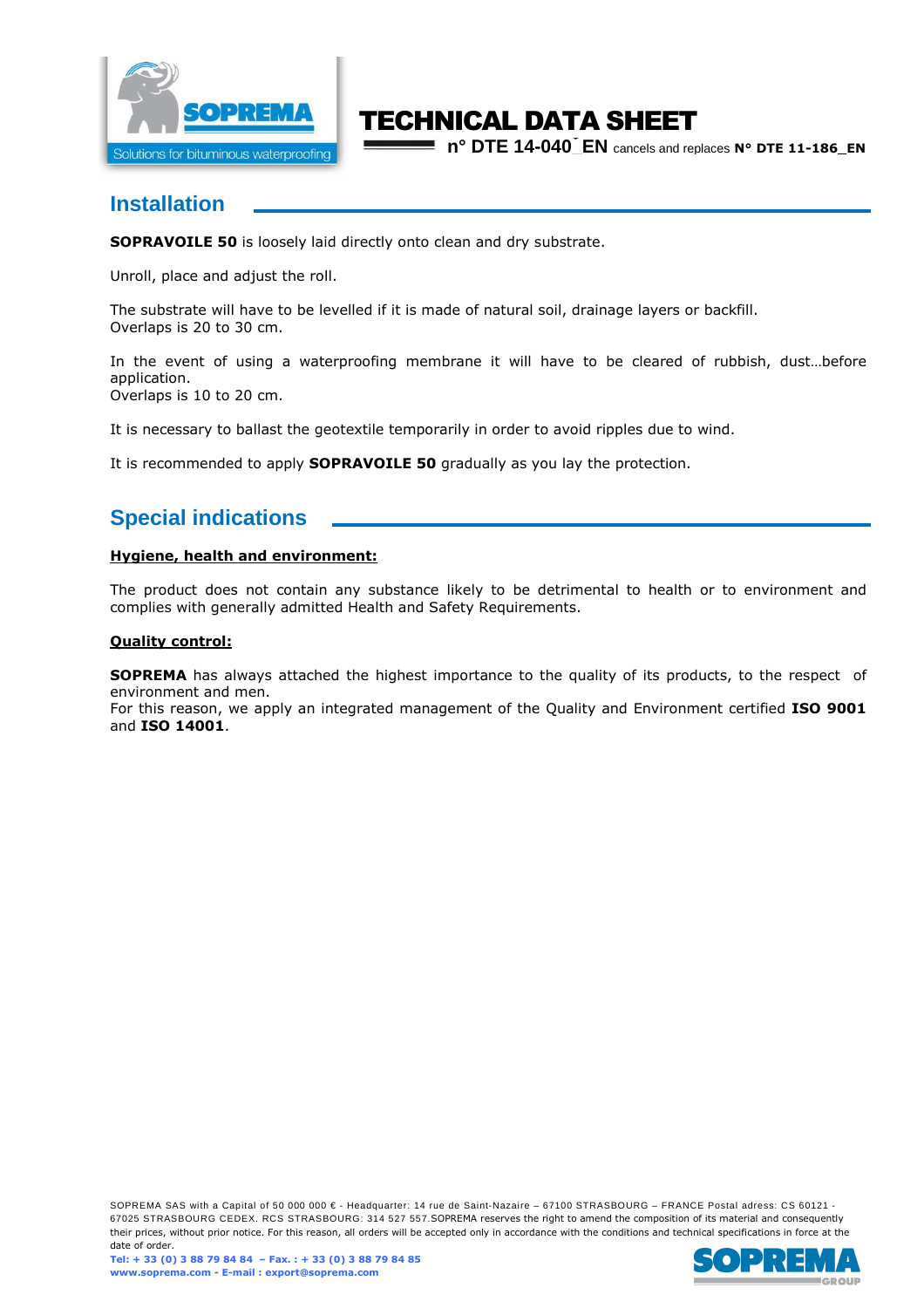## Installation

**SOPRAVOILE 50** is loosely laid directly onto clean and dry substrate.

Unroll, place and adjust the roll.

The substrate will have to be levelled if it is made of natural soil, drainage layers or backfill.
Overlaps is 20 to 30 cm.

In the event of using a waterproofing membrane it will have to be cleared of rubbish, dust…before application.
Overlaps is 10 to 20 cm.

It is necessary to ballast the geotextile temporarily in order to avoid ripples due to wind.

It is recommended to apply **SOPRAVOILE 50** gradually as you lay the protection.

## Special indications

**Hygiene, health and environment:**

The product does not contain any substance likely to be detrimental to health or to environment and complies with generally admitted Health and Safety Requirements.

**Quality control:**

**SOPREMA** has always attached the highest importance to the quality of its products, to the respect of environment and men.
For this reason, we apply an integrated management of the Quality and Environment certified **ISO 9001** and **ISO 14001**.